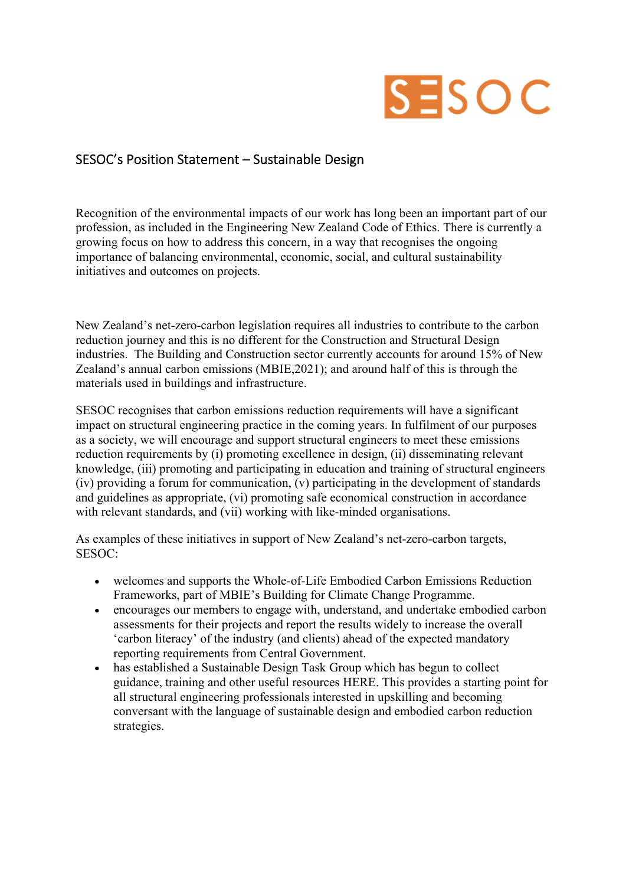SESOC

# SESOC's Position Statement – Sustainable Design

Recognition of the environmental impacts of our work has long been an important part of our profession, as included in the Engineering New Zealand Code of Ethics. There is currently a growing focus on how to address this concern, in a way that recognises the ongoing importance of balancing environmental, economic, social, and cultural sustainability initiatives and outcomes on projects.

New Zealand's net-zero-carbon legislation requires all industries to contribute to the carbon reduction journey and this is no different for the Construction and Structural Design industries. The Building and Construction sector currently accounts for around 15% of New Zealand's annual carbon emissions (MBIE,2021); and around half of this is through the materials used in buildings and infrastructure.

SESOC recognises that carbon emissions reduction requirements will have a significant impact on structural engineering practice in the coming years. In fulfilment of our purposes as a society, we will encourage and support structural engineers to meet these emissions reduction requirements by (i) promoting excellence in design, (ii) disseminating relevant knowledge, (iii) promoting and participating in education and training of structural engineers (iv) providing a forum for communication, (v) participating in the development of standards and guidelines as appropriate, (vi) promoting safe economical construction in accordance with relevant standards, and (vii) working with like-minded organisations.

As examples of these initiatives in support of New Zealand's net-zero-carbon targets, SESOC:

- welcomes and supports the Whole-of-Life Embodied Carbon Emissions Reduction Frameworks, part of MBIE's Building for Climate Change Programme.
- encourages our members to engage with, understand, and undertake embodied carbon assessments for their projects and report the results widely to increase the overall 'carbon literacy' of the industry (and clients) ahead of the expected mandatory reporting requirements from Central Government.
- has established a Sustainable Design Task Group which has begun to collect guidance, training and other useful resources HERE. This provides a starting point for all structural engineering professionals interested in upskilling and becoming conversant with the language of sustainable design and embodied carbon reduction strategies.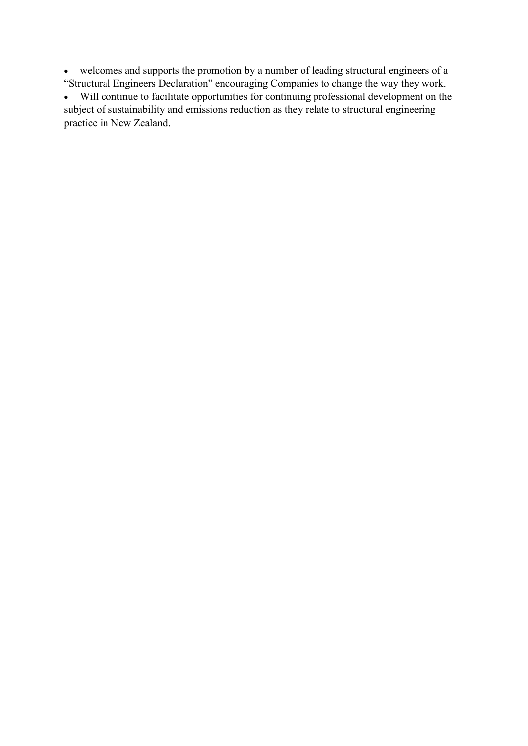- welcomes and supports the promotion by a number of leading structural engineers of a "Structural Engineers Declaration" encouraging Companies to change the way they work.
- Will continue to facilitate opportunities for continuing professional development on the subject of sustainability and emissions reduction as they relate to structural engineering practice in New Zealand.